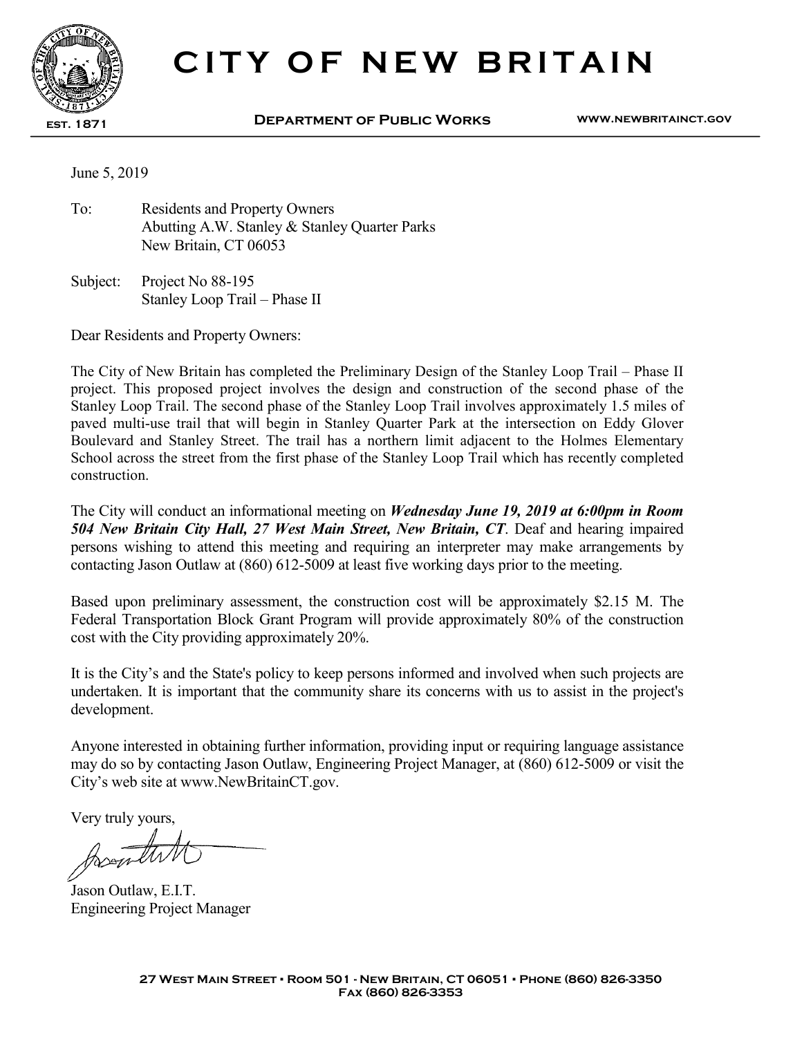# CITY OF NEW BRITAIN

EST. 1871

**DEPARTMENT OF PUBLIC WORKS** WWW.NEWBRITAINCT.GOV

June 5, 2019

To: Residents and Property Owners
Abutting A.W. Stanley & Stanley Quarter Parks
New Britain, CT 06053

Subject: Project No 88-195
Stanley Loop Trail – Phase II

Dear Residents and Property Owners:

The City of New Britain has completed the Preliminary Design of the Stanley Loop Trail – Phase II project. This proposed project involves the design and construction of the second phase of the Stanley Loop Trail. The second phase of the Stanley Loop Trail involves approximately 1.5 miles of paved multi-use trail that will begin in Stanley Quarter Park at the intersection on Eddy Glover Boulevard and Stanley Street. The trail has a northern limit adjacent to the Holmes Elementary School across the street from the first phase of the Stanley Loop Trail which has recently completed construction.

The City will conduct an informational meeting on ***Wednesday June 19, 2019 at 6:00pm in Room 504 New Britain City Hall, 27 West Main Street, New Britain, CT***. Deaf and hearing impaired persons wishing to attend this meeting and requiring an interpreter may make arrangements by contacting Jason Outlaw at (860) 612-5009 at least five working days prior to the meeting.

Based upon preliminary assessment, the construction cost will be approximately $2.15 M. The Federal Transportation Block Grant Program will provide approximately 80% of the construction cost with the City providing approximately 20%.

It is the City's and the State's policy to keep persons informed and involved when such projects are undertaken. It is important that the community share its concerns with us to assist in the project's development.

Anyone interested in obtaining further information, providing input or requiring language assistance may do so by contacting Jason Outlaw, Engineering Project Manager, at (860) 612-5009 or visit the City's web site at www.NewBritainCT.gov.

Very truly yours,

Jason Outlaw, E.I.T.
Engineering Project Manager

27 WEST MAIN STREET • ROOM 501 - NEW BRITAIN, CT 06051 • PHONE (860) 826-3350
FAX (860) 826-3353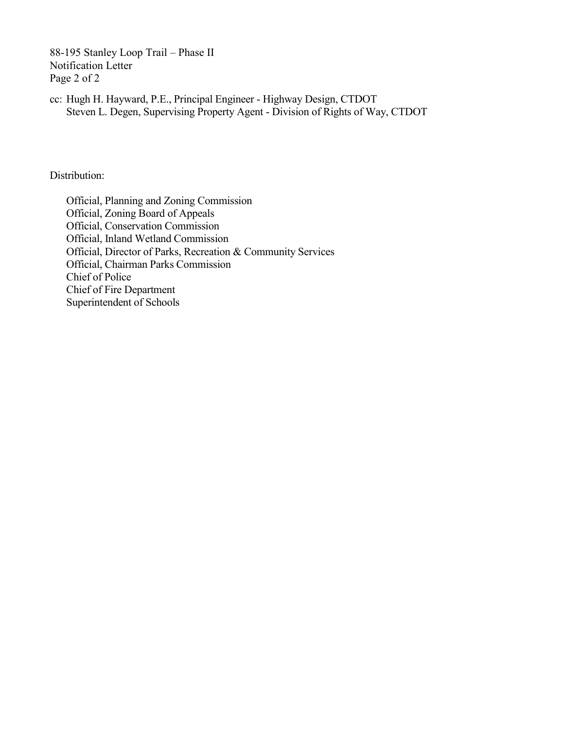cc: Hugh H. Hayward, P.E., Principal Engineer - Highway Design, CTDOT
Steven L. Degen, Supervising Property Agent - Division of Rights of Way, CTDOT

Distribution:

Official, Planning and Zoning Commission
Official, Zoning Board of Appeals
Official, Conservation Commission
Official, Inland Wetland Commission
Official, Director of Parks, Recreation & Community Services
Official, Chairman Parks Commission
Chief of Police
Chief of Fire Department
Superintendent of Schools